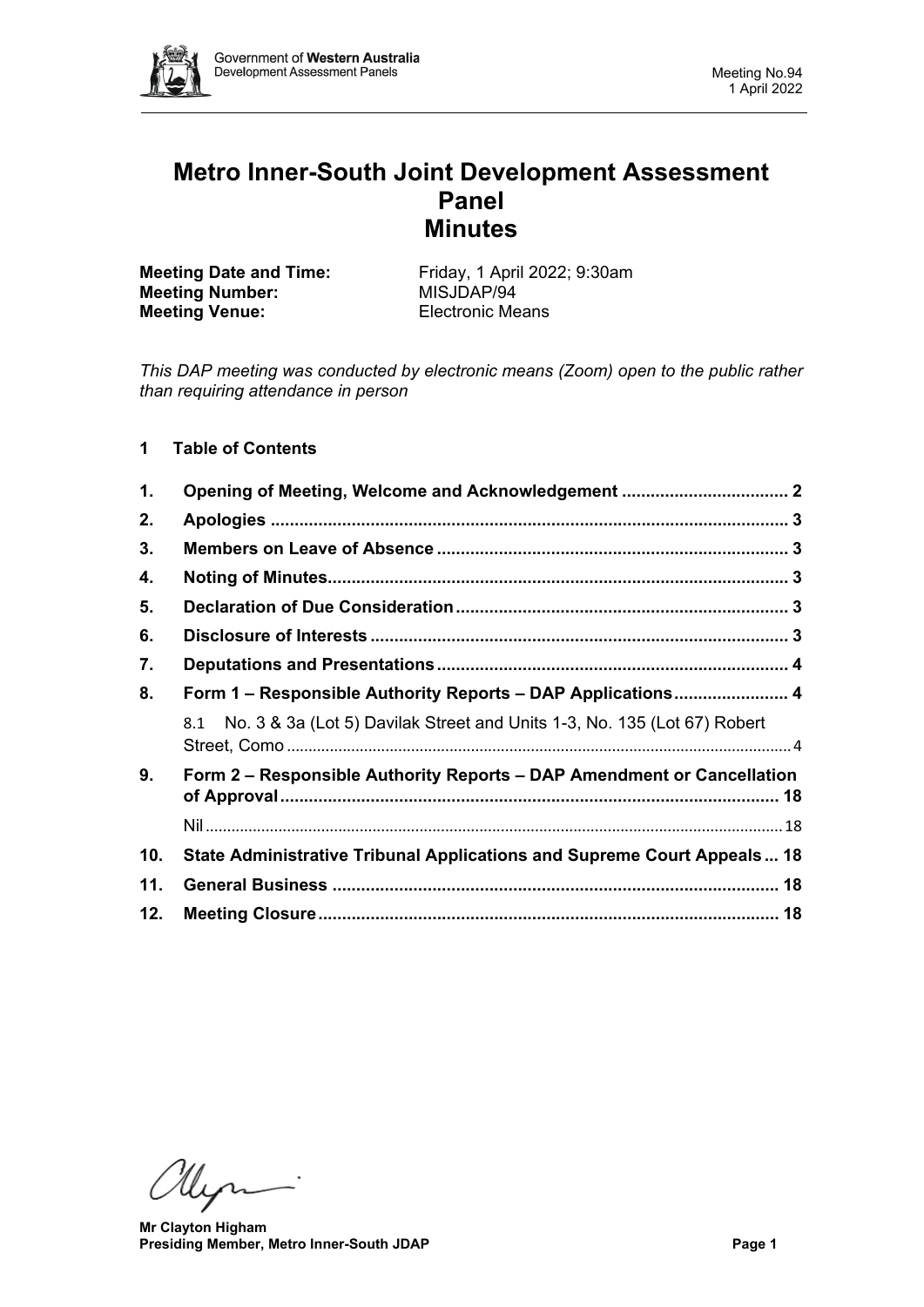# Metro Inner-South Joint Development Assessment Panel Minutes

**Meeting Date and Time:** Friday, 1 April 2022; 9:30am
**Meeting Number:** MISJDAP/94
**Meeting Venue:** Electronic Means

*This DAP meeting was conducted by electronic means (Zoom) open to the public rather than requiring attendance in person*

## 1 Table of Contents

1. Opening of Meeting, Welcome and Acknowledgement .................................. 2
2. Apologies .................................................................................................. 3
3. Members on Leave of Absence ....................................................................... 3
4. Noting of Minutes............................................................................................ 3
5. Declaration of Due Consideration .................................................................... 3
6. Disclosure of Interests ..................................................................................... 3
7. Deputations and Presentations ......................................................................... 4
8. Form 1 – Responsible Authority Reports – DAP Applications........................ 4
    - 8.1 No. 3 & 3a (Lot 5) Davilak Street and Units 1-3, No. 135 (Lot 67) Robert Street, Como .................................................................................................... 4
9. Form 2 – Responsible Authority Reports – DAP Amendment or Cancellation of Approval ........................................................................................ 18
    - Nil ........................................................................................................... 18
10. State Administrative Tribunal Applications and Supreme Court Appeals ... 18
11. General Business ........................................................................................ 18
12. Meeting Closure ........................................................................................... 18

**Mr Clayton Higham**
**Presiding Member, Metro Inner-South JDAP**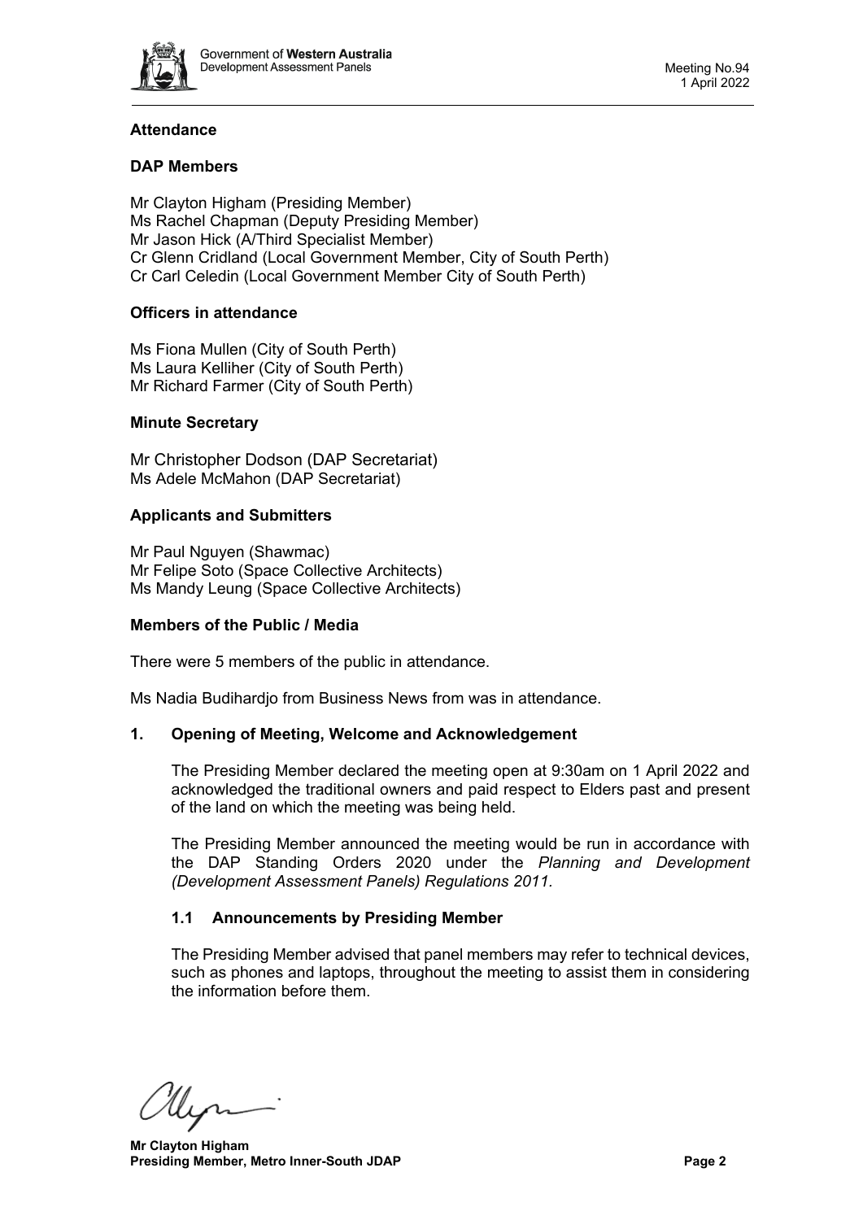## Attendance

### DAP Members

Mr Clayton Higham (Presiding Member)
Ms Rachel Chapman (Deputy Presiding Member)
Mr Jason Hick (A/Third Specialist Member)
Cr Glenn Cridland (Local Government Member, City of South Perth)
Cr Carl Celedin (Local Government Member City of South Perth)

### Officers in attendance

Ms Fiona Mullen (City of South Perth)
Ms Laura Kelliher (City of South Perth)
Mr Richard Farmer (City of South Perth)

### Minute Secretary

Mr Christopher Dodson (DAP Secretariat)
Ms Adele McMahon (DAP Secretariat)

### Applicants and Submitters

Mr Paul Nguyen (Shawmac)
Mr Felipe Soto (Space Collective Architects)
Ms Mandy Leung (Space Collective Architects)

### Members of the Public / Media

There were 5 members of the public in attendance.

Ms Nadia Budihardjo from Business News from was in attendance.

## 1. Opening of Meeting, Welcome and Acknowledgement

The Presiding Member declared the meeting open at 9:30am on 1 April 2022 and acknowledged the traditional owners and paid respect to Elders past and present of the land on which the meeting was being held.

The Presiding Member announced the meeting would be run in accordance with the DAP Standing Orders 2020 under the *Planning and Development (Development Assessment Panels) Regulations 2011.*

### 1.1 Announcements by Presiding Member

The Presiding Member advised that panel members may refer to technical devices, such as phones and laptops, throughout the meeting to assist them in considering the information before them.

**Mr Clayton Higham**
**Presiding Member, Metro Inner-South JDAP**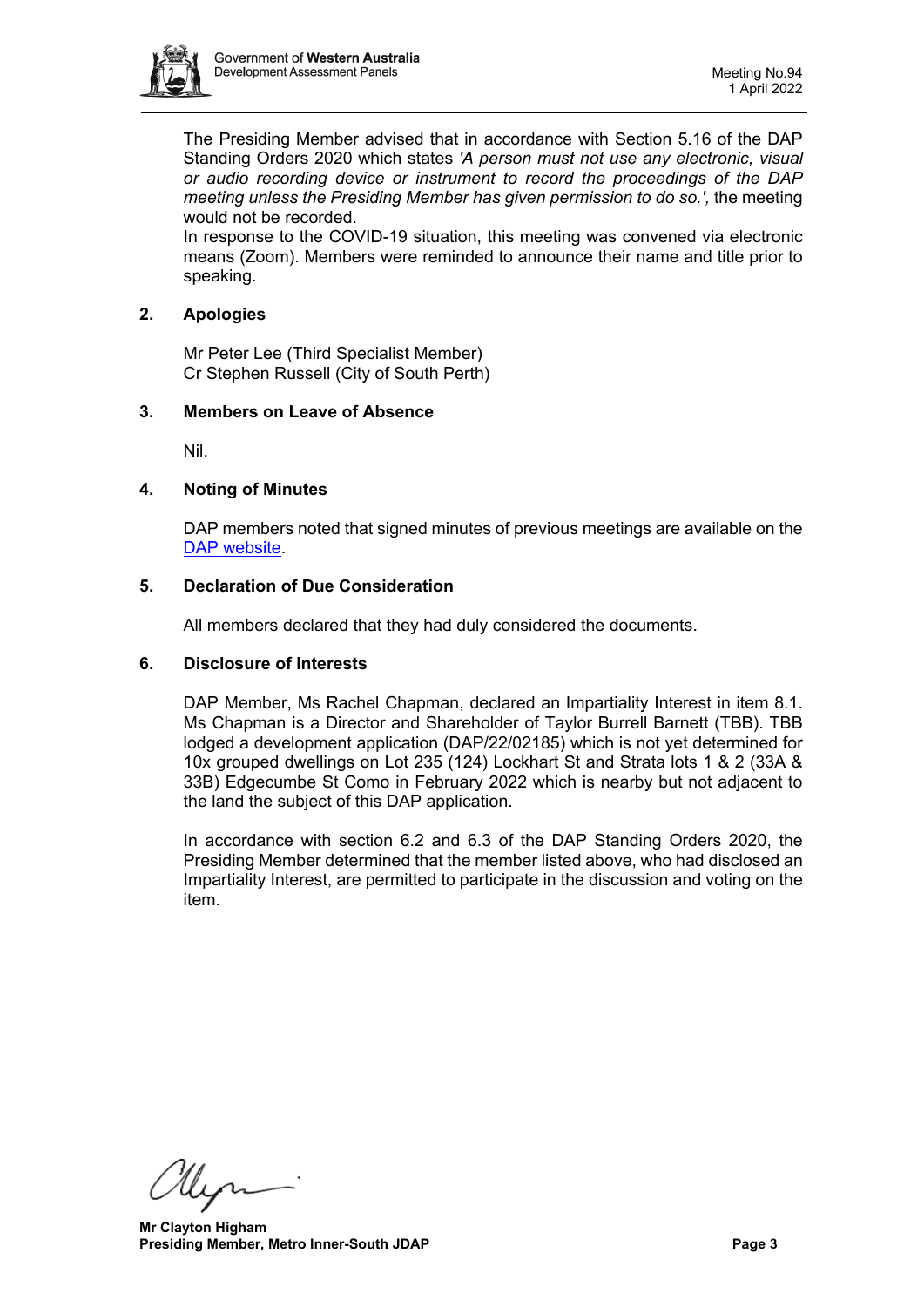The Presiding Member advised that in accordance with Section 5.16 of the DAP Standing Orders 2020 which states *'A person must not use any electronic, visual or audio recording device or instrument to record the proceedings of the DAP meeting unless the Presiding Member has given permission to do so.',* the meeting would not be recorded.

In response to the COVID-19 situation, this meeting was convened via electronic means (Zoom). Members were reminded to announce their name and title prior to speaking.

## 2. Apologies

Mr Peter Lee (Third Specialist Member)
Cr Stephen Russell (City of South Perth)

## 3. Members on Leave of Absence

Nil.

## 4. Noting of Minutes

DAP members noted that signed minutes of previous meetings are available on the DAP website.

## 5. Declaration of Due Consideration

All members declared that they had duly considered the documents.

## 6. Disclosure of Interests

DAP Member, Ms Rachel Chapman, declared an Impartiality Interest in item 8.1. Ms Chapman is a Director and Shareholder of Taylor Burrell Barnett (TBB). TBB lodged a development application (DAP/22/02185) which is not yet determined for 10x grouped dwellings on Lot 235 (124) Lockhart St and Strata lots 1 & 2 (33A & 33B) Edgecumbe St Como in February 2022 which is nearby but not adjacent to the land the subject of this DAP application.

In accordance with section 6.2 and 6.3 of the DAP Standing Orders 2020, the Presiding Member determined that the member listed above, who had disclosed an Impartiality Interest, are permitted to participate in the discussion and voting on the item.

**Mr Clayton Higham**
**Presiding Member, Metro Inner-South JDAP**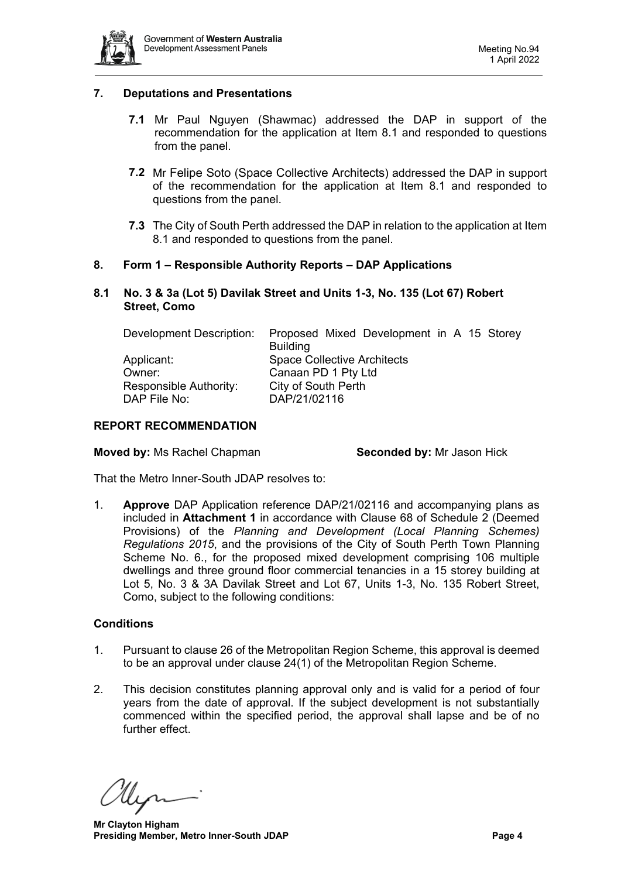## 7. Deputations and Presentations

**7.1** Mr Paul Nguyen (Shawmac) addressed the DAP in support of the recommendation for the application at Item 8.1 and responded to questions from the panel.

**7.2** Mr Felipe Soto (Space Collective Architects) addressed the DAP in support of the recommendation for the application at Item 8.1 and responded to questions from the panel.

**7.3** The City of South Perth addressed the DAP in relation to the application at Item 8.1 and responded to questions from the panel.

## 8. Form 1 – Responsible Authority Reports – DAP Applications

### 8.1 No. 3 & 3a (Lot 5) Davilak Street and Units 1-3, No. 135 (Lot 67) Robert Street, Como

| | |
|---|---|
| Development Description: | Proposed Mixed Development in A 15 Storey Building |
| Applicant: | Space Collective Architects |
| Owner: | Canaan PD 1 Pty Ltd |
| Responsible Authority: | City of South Perth |
| DAP File No: | DAP/21/02116 |

### REPORT RECOMMENDATION

**Moved by:** Ms Rachel Chapman **Seconded by:** Mr Jason Hick

That the Metro Inner-South JDAP resolves to:

1. **Approve** DAP Application reference DAP/21/02116 and accompanying plans as included in **Attachment 1** in accordance with Clause 68 of Schedule 2 (Deemed Provisions) of the *Planning and Development (Local Planning Schemes) Regulations 2015*, and the provisions of the City of South Perth Town Planning Scheme No. 6., for the proposed mixed development comprising 106 multiple dwellings and three ground floor commercial tenancies in a 15 storey building at Lot 5, No. 3 & 3A Davilak Street and Lot 67, Units 1-3, No. 135 Robert Street, Como, subject to the following conditions:

### Conditions

1. Pursuant to clause 26 of the Metropolitan Region Scheme, this approval is deemed to be an approval under clause 24(1) of the Metropolitan Region Scheme.

2. This decision constitutes planning approval only and is valid for a period of four years from the date of approval. If the subject development is not substantially commenced within the specified period, the approval shall lapse and be of no further effect.

**Mr Clayton Higham**
**Presiding Member, Metro Inner-South JDAP**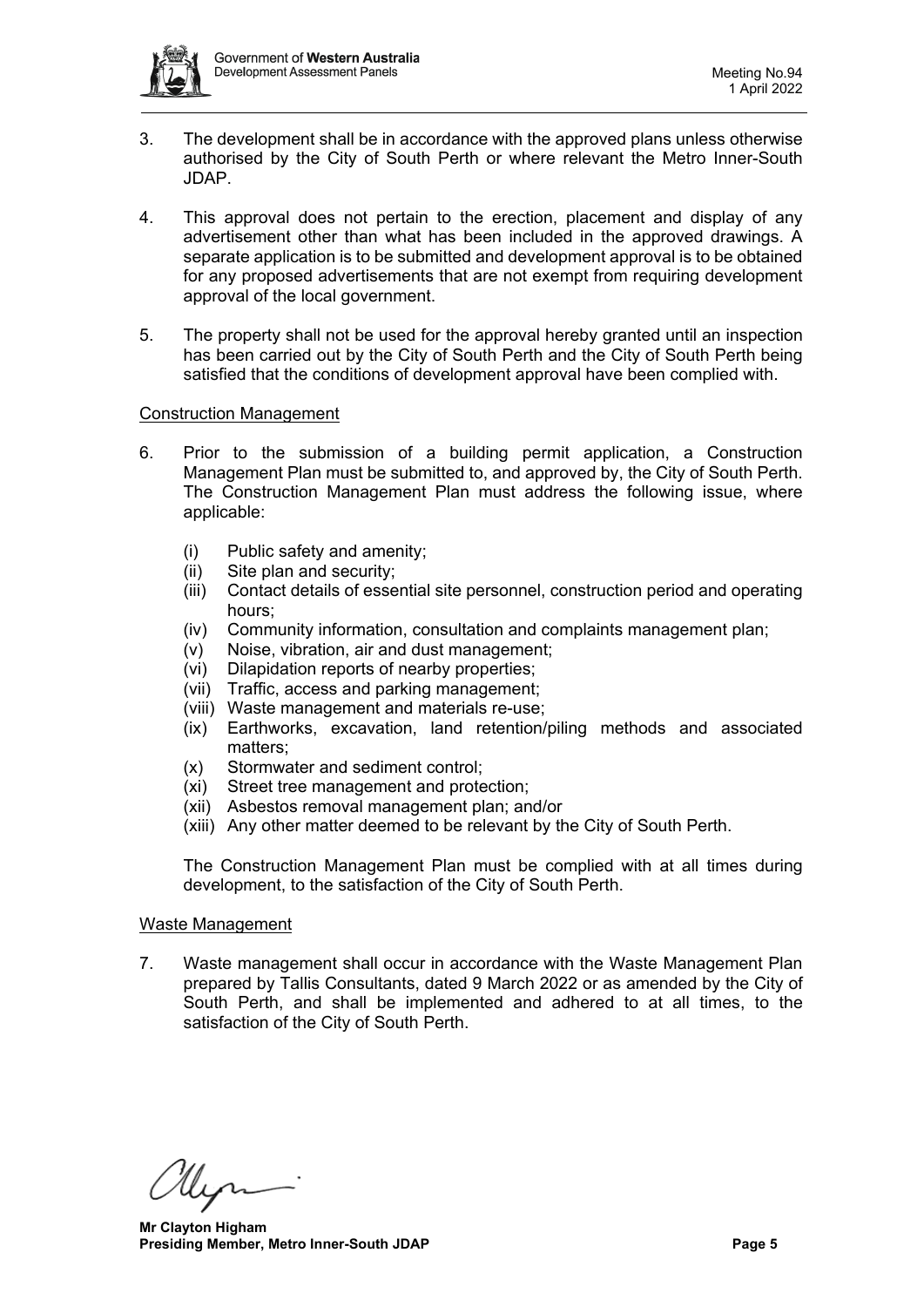3. The development shall be in accordance with the approved plans unless otherwise authorised by the City of South Perth or where relevant the Metro Inner-South JDAP.

4. This approval does not pertain to the erection, placement and display of any advertisement other than what has been included in the approved drawings. A separate application is to be submitted and development approval is to be obtained for any proposed advertisements that are not exempt from requiring development approval of the local government.

5. The property shall not be used for the approval hereby granted until an inspection has been carried out by the City of South Perth and the City of South Perth being satisfied that the conditions of development approval have been complied with.

<u>Construction Management</u>

6. Prior to the submission of a building permit application, a Construction Management Plan must be submitted to, and approved by, the City of South Perth. The Construction Management Plan must address the following issue, where applicable:

   (i) Public safety and amenity;
   (ii) Site plan and security;
   (iii) Contact details of essential site personnel, construction period and operating hours;
   (iv) Community information, consultation and complaints management plan;
   (v) Noise, vibration, air and dust management;
   (vi) Dilapidation reports of nearby properties;
   (vii) Traffic, access and parking management;
   (viii) Waste management and materials re-use;
   (ix) Earthworks, excavation, land retention/piling methods and associated matters;
   (x) Stormwater and sediment control;
   (xi) Street tree management and protection;
   (xii) Asbestos removal management plan; and/or
   (xiii) Any other matter deemed to be relevant by the City of South Perth.

   The Construction Management Plan must be complied with at all times during development, to the satisfaction of the City of South Perth.

<u>Waste Management</u>

7. Waste management shall occur in accordance with the Waste Management Plan prepared by Tallis Consultants, dated 9 March 2022 or as amended by the City of South Perth, and shall be implemented and adhered to at all times, to the satisfaction of the City of South Perth.

**Mr Clayton Higham**
**Presiding Member, Metro Inner-South JDAP**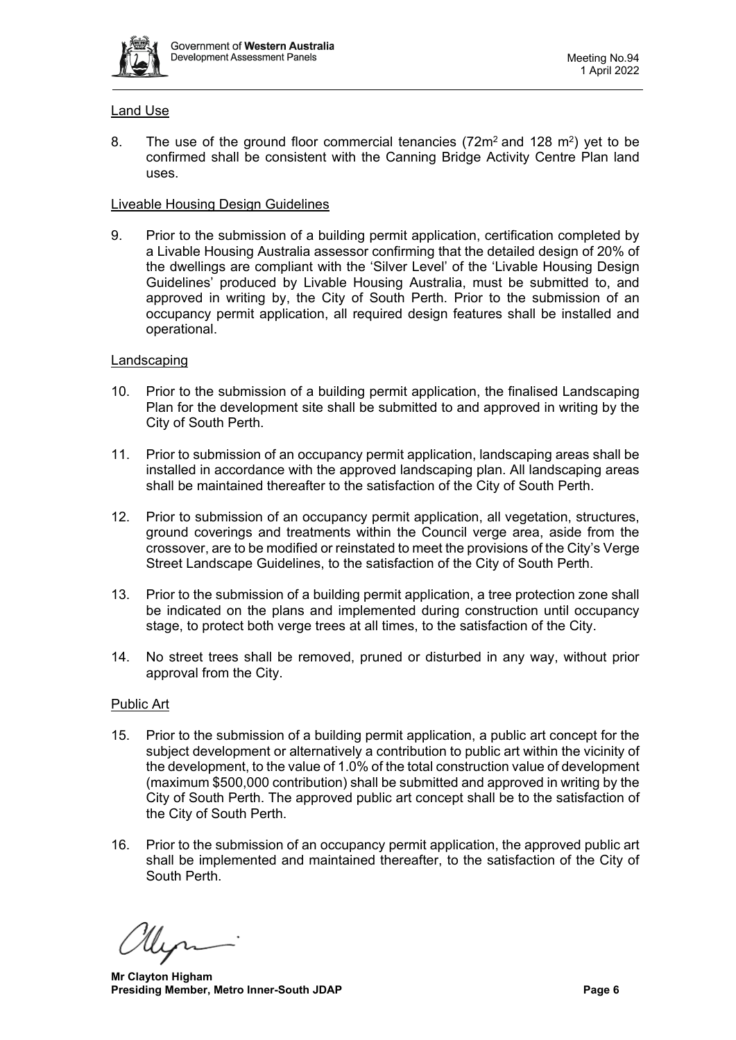Land Use

8. The use of the ground floor commercial tenancies ($72m^2$ and $128\ m^2$) yet to be confirmed shall be consistent with the Canning Bridge Activity Centre Plan land uses.

Liveable Housing Design Guidelines

9. Prior to the submission of a building permit application, certification completed by a Livable Housing Australia assessor confirming that the detailed design of 20% of the dwellings are compliant with the 'Silver Level' of the 'Livable Housing Design Guidelines' produced by Livable Housing Australia, must be submitted to, and approved in writing by, the City of South Perth. Prior to the submission of an occupancy permit application, all required design features shall be installed and operational.

Landscaping

10. Prior to the submission of a building permit application, the finalised Landscaping Plan for the development site shall be submitted to and approved in writing by the City of South Perth.

11. Prior to submission of an occupancy permit application, landscaping areas shall be installed in accordance with the approved landscaping plan. All landscaping areas shall be maintained thereafter to the satisfaction of the City of South Perth.

12. Prior to submission of an occupancy permit application, all vegetation, structures, ground coverings and treatments within the Council verge area, aside from the crossover, are to be modified or reinstated to meet the provisions of the City's Verge Street Landscape Guidelines, to the satisfaction of the City of South Perth.

13. Prior to the submission of a building permit application, a tree protection zone shall be indicated on the plans and implemented during construction until occupancy stage, to protect both verge trees at all times, to the satisfaction of the City.

14. No street trees shall be removed, pruned or disturbed in any way, without prior approval from the City.

Public Art

15. Prior to the submission of a building permit application, a public art concept for the subject development or alternatively a contribution to public art within the vicinity of the development, to the value of 1.0% of the total construction value of development (maximum $500,000 contribution) shall be submitted and approved in writing by the City of South Perth. The approved public art concept shall be to the satisfaction of the City of South Perth.

16. Prior to the submission of an occupancy permit application, the approved public art shall be implemented and maintained thereafter, to the satisfaction of the City of South Perth.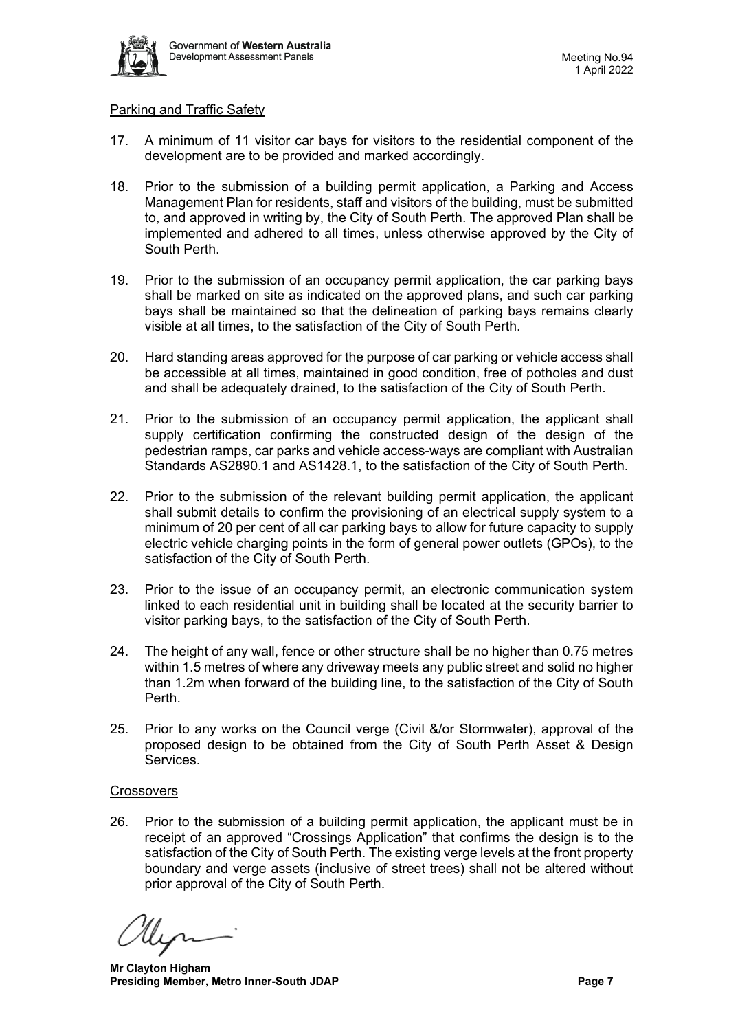Parking and Traffic Safety

17. A minimum of 11 visitor car bays for visitors to the residential component of the development are to be provided and marked accordingly.

18. Prior to the submission of a building permit application, a Parking and Access Management Plan for residents, staff and visitors of the building, must be submitted to, and approved in writing by, the City of South Perth. The approved Plan shall be implemented and adhered to all times, unless otherwise approved by the City of South Perth.

19. Prior to the submission of an occupancy permit application, the car parking bays shall be marked on site as indicated on the approved plans, and such car parking bays shall be maintained so that the delineation of parking bays remains clearly visible at all times, to the satisfaction of the City of South Perth.

20. Hard standing areas approved for the purpose of car parking or vehicle access shall be accessible at all times, maintained in good condition, free of potholes and dust and shall be adequately drained, to the satisfaction of the City of South Perth.

21. Prior to the submission of an occupancy permit application, the applicant shall supply certification confirming the constructed design of the design of the pedestrian ramps, car parks and vehicle access-ways are compliant with Australian Standards AS2890.1 and AS1428.1, to the satisfaction of the City of South Perth.

22. Prior to the submission of the relevant building permit application, the applicant shall submit details to confirm the provisioning of an electrical supply system to a minimum of 20 per cent of all car parking bays to allow for future capacity to supply electric vehicle charging points in the form of general power outlets (GPOs), to the satisfaction of the City of South Perth.

23. Prior to the issue of an occupancy permit, an electronic communication system linked to each residential unit in building shall be located at the security barrier to visitor parking bays, to the satisfaction of the City of South Perth.

24. The height of any wall, fence or other structure shall be no higher than 0.75 metres within 1.5 metres of where any driveway meets any public street and solid no higher than 1.2m when forward of the building line, to the satisfaction of the City of South Perth.

25. Prior to any works on the Council verge (Civil &/or Stormwater), approval of the proposed design to be obtained from the City of South Perth Asset & Design Services.

Crossovers

26. Prior to the submission of a building permit application, the applicant must be in receipt of an approved "Crossings Application" that confirms the design is to the satisfaction of the City of South Perth. The existing verge levels at the front property boundary and verge assets (inclusive of street trees) shall not be altered without prior approval of the City of South Perth.

**Mr Clayton Higham**
**Presiding Member, Metro Inner-South JDAP**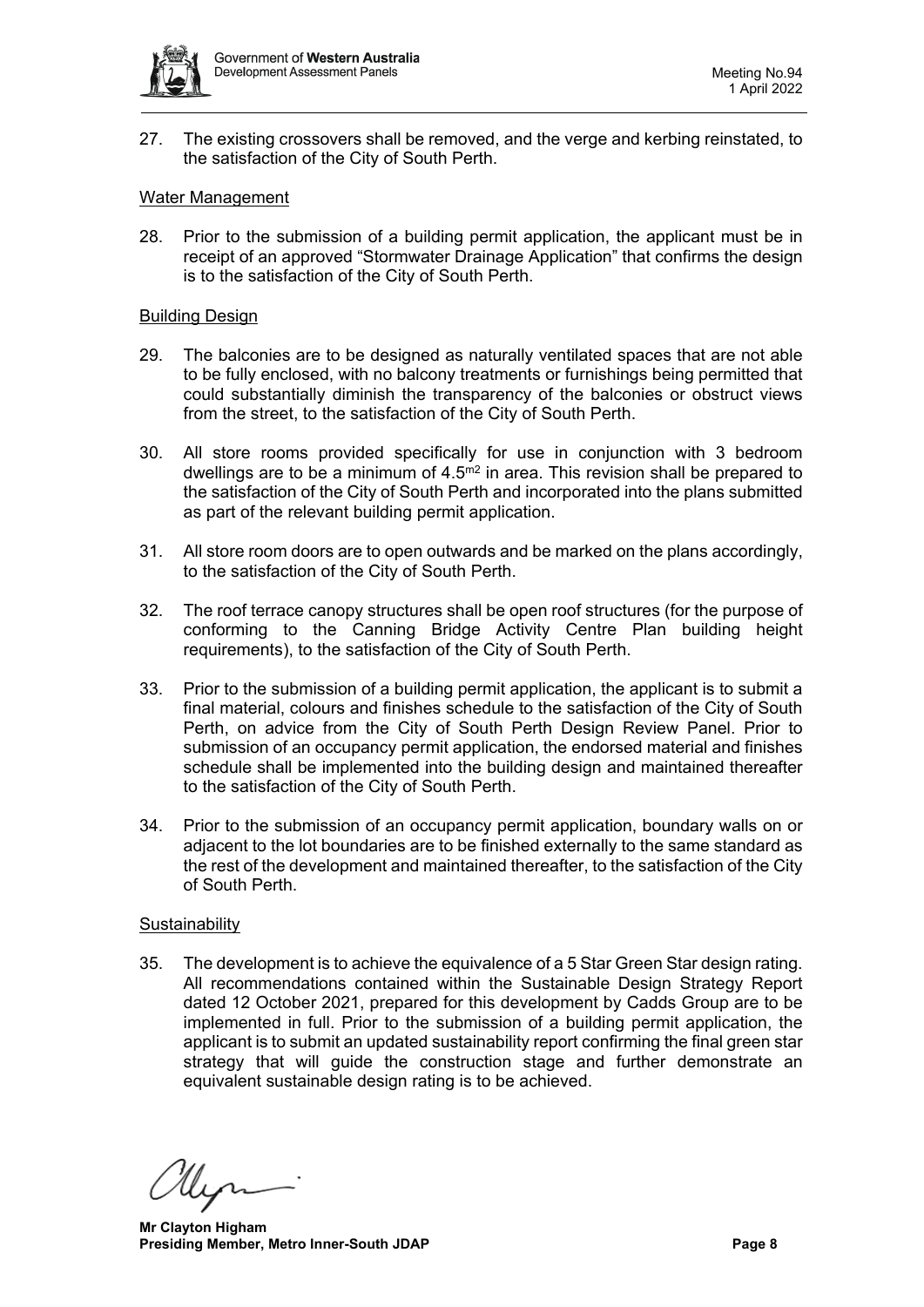27. The existing crossovers shall be removed, and the verge and kerbing reinstated, to the satisfaction of the City of South Perth.

Water Management

28. Prior to the submission of a building permit application, the applicant must be in receipt of an approved "Stormwater Drainage Application" that confirms the design is to the satisfaction of the City of South Perth.

Building Design

29. The balconies are to be designed as naturally ventilated spaces that are not able to be fully enclosed, with no balcony treatments or furnishings being permitted that could substantially diminish the transparency of the balconies or obstruct views from the street, to the satisfaction of the City of South Perth.

30. All store rooms provided specifically for use in conjunction with 3 bedroom dwellings are to be a minimum of 4.5$^{m2}$ in area. This revision shall be prepared to the satisfaction of the City of South Perth and incorporated into the plans submitted as part of the relevant building permit application.

31. All store room doors are to open outwards and be marked on the plans accordingly, to the satisfaction of the City of South Perth.

32. The roof terrace canopy structures shall be open roof structures (for the purpose of conforming to the Canning Bridge Activity Centre Plan building height requirements), to the satisfaction of the City of South Perth.

33. Prior to the submission of a building permit application, the applicant is to submit a final material, colours and finishes schedule to the satisfaction of the City of South Perth, on advice from the City of South Perth Design Review Panel. Prior to submission of an occupancy permit application, the endorsed material and finishes schedule shall be implemented into the building design and maintained thereafter to the satisfaction of the City of South Perth.

34. Prior to the submission of an occupancy permit application, boundary walls on or adjacent to the lot boundaries are to be finished externally to the same standard as the rest of the development and maintained thereafter, to the satisfaction of the City of South Perth.

Sustainability

35. The development is to achieve the equivalence of a 5 Star Green Star design rating. All recommendations contained within the Sustainable Design Strategy Report dated 12 October 2021, prepared for this development by Cadds Group are to be implemented in full. Prior to the submission of a building permit application, the applicant is to submit an updated sustainability report confirming the final green star strategy that will guide the construction stage and further demonstrate an equivalent sustainable design rating is to be achieved.

**Mr Clayton Higham**
**Presiding Member, Metro Inner-South JDAP**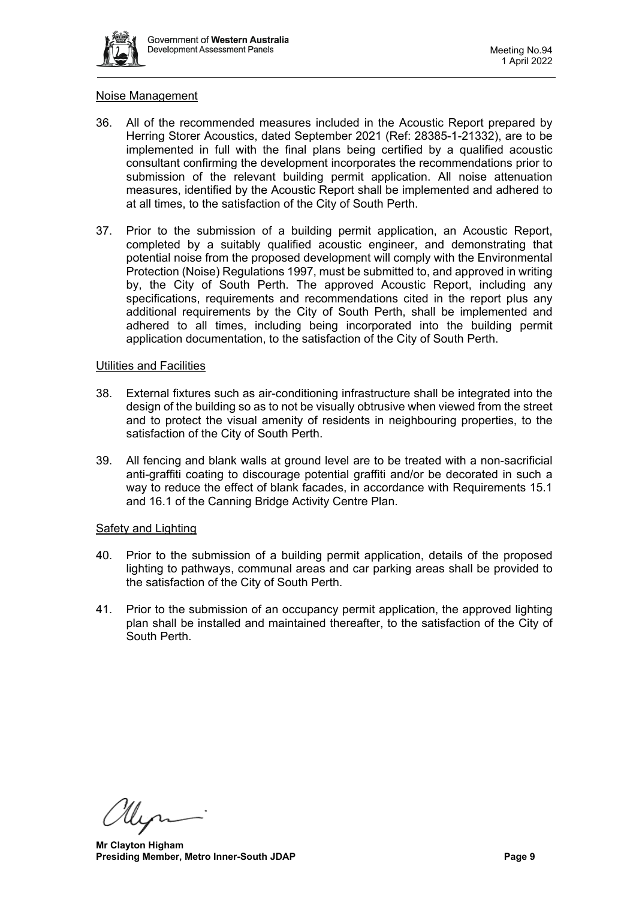Noise Management

36. All of the recommended measures included in the Acoustic Report prepared by Herring Storer Acoustics, dated September 2021 (Ref: 28385-1-21332), are to be implemented in full with the final plans being certified by a qualified acoustic consultant confirming the development incorporates the recommendations prior to submission of the relevant building permit application. All noise attenuation measures, identified by the Acoustic Report shall be implemented and adhered to at all times, to the satisfaction of the City of South Perth.

37. Prior to the submission of a building permit application, an Acoustic Report, completed by a suitably qualified acoustic engineer, and demonstrating that potential noise from the proposed development will comply with the Environmental Protection (Noise) Regulations 1997, must be submitted to, and approved in writing by, the City of South Perth. The approved Acoustic Report, including any specifications, requirements and recommendations cited in the report plus any additional requirements by the City of South Perth, shall be implemented and adhered to all times, including being incorporated into the building permit application documentation, to the satisfaction of the City of South Perth.

Utilities and Facilities

38. External fixtures such as air-conditioning infrastructure shall be integrated into the design of the building so as to not be visually obtrusive when viewed from the street and to protect the visual amenity of residents in neighbouring properties, to the satisfaction of the City of South Perth.

39. All fencing and blank walls at ground level are to be treated with a non-sacrificial anti-graffiti coating to discourage potential graffiti and/or be decorated in such a way to reduce the effect of blank facades, in accordance with Requirements 15.1 and 16.1 of the Canning Bridge Activity Centre Plan.

Safety and Lighting

40. Prior to the submission of a building permit application, details of the proposed lighting to pathways, communal areas and car parking areas shall be provided to the satisfaction of the City of South Perth.

41. Prior to the submission of an occupancy permit application, the approved lighting plan shall be installed and maintained thereafter, to the satisfaction of the City of South Perth.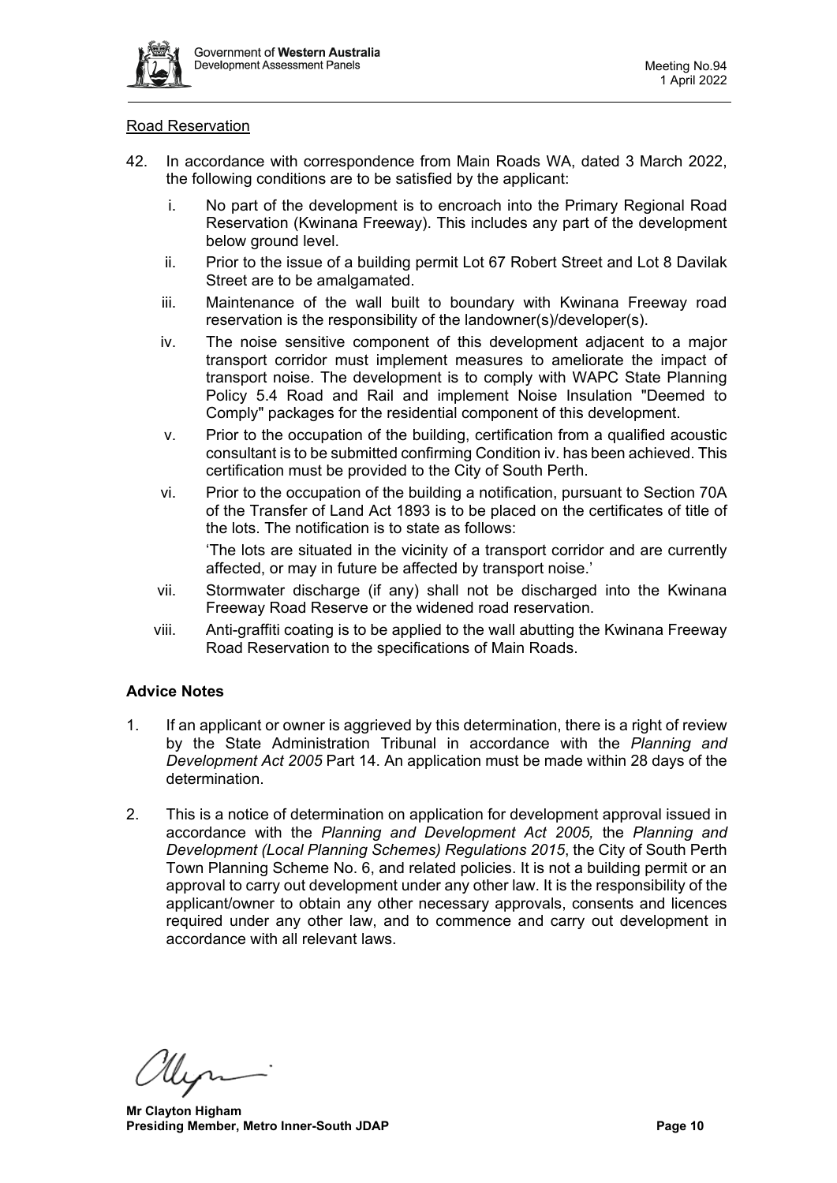Road Reservation

42. In accordance with correspondence from Main Roads WA, dated 3 March 2022, the following conditions are to be satisfied by the applicant:

    i. No part of the development is to encroach into the Primary Regional Road Reservation (Kwinana Freeway). This includes any part of the development below ground level.
    ii. Prior to the issue of a building permit Lot 67 Robert Street and Lot 8 Davilak Street are to be amalgamated.
    iii. Maintenance of the wall built to boundary with Kwinana Freeway road reservation is the responsibility of the landowner(s)/developer(s).
    iv. The noise sensitive component of this development adjacent to a major transport corridor must implement measures to ameliorate the impact of transport noise. The development is to comply with WAPC State Planning Policy 5.4 Road and Rail and implement Noise Insulation "Deemed to Comply" packages for the residential component of this development.
    v. Prior to the occupation of the building, certification from a qualified acoustic consultant is to be submitted confirming Condition iv. has been achieved. This certification must be provided to the City of South Perth.
    vi. Prior to the occupation of the building a notification, pursuant to Section 70A of the Transfer of Land Act 1893 is to be placed on the certificates of title of the lots. The notification is to state as follows:

       'The lots are situated in the vicinity of a transport corridor and are currently affected, or may in future be affected by transport noise.'
    vii. Stormwater discharge (if any) shall not be discharged into the Kwinana Freeway Road Reserve or the widened road reservation.
    viii. Anti-graffiti coating is to be applied to the wall abutting the Kwinana Freeway Road Reservation to the specifications of Main Roads.

**Advice Notes**

1. If an applicant or owner is aggrieved by this determination, there is a right of review by the State Administration Tribunal in accordance with the *Planning and Development Act 2005* Part 14. An application must be made within 28 days of the determination.

2. This is a notice of determination on application for development approval issued in accordance with the *Planning and Development Act 2005,* the *Planning and Development (Local Planning Schemes) Regulations 2015*, the City of South Perth Town Planning Scheme No. 6, and related policies. It is not a building permit or an approval to carry out development under any other law. It is the responsibility of the applicant/owner to obtain any other necessary approvals, consents and licences required under any other law, and to commence and carry out development in accordance with all relevant laws.

**Mr Clayton Higham**
**Presiding Member, Metro Inner-South JDAP**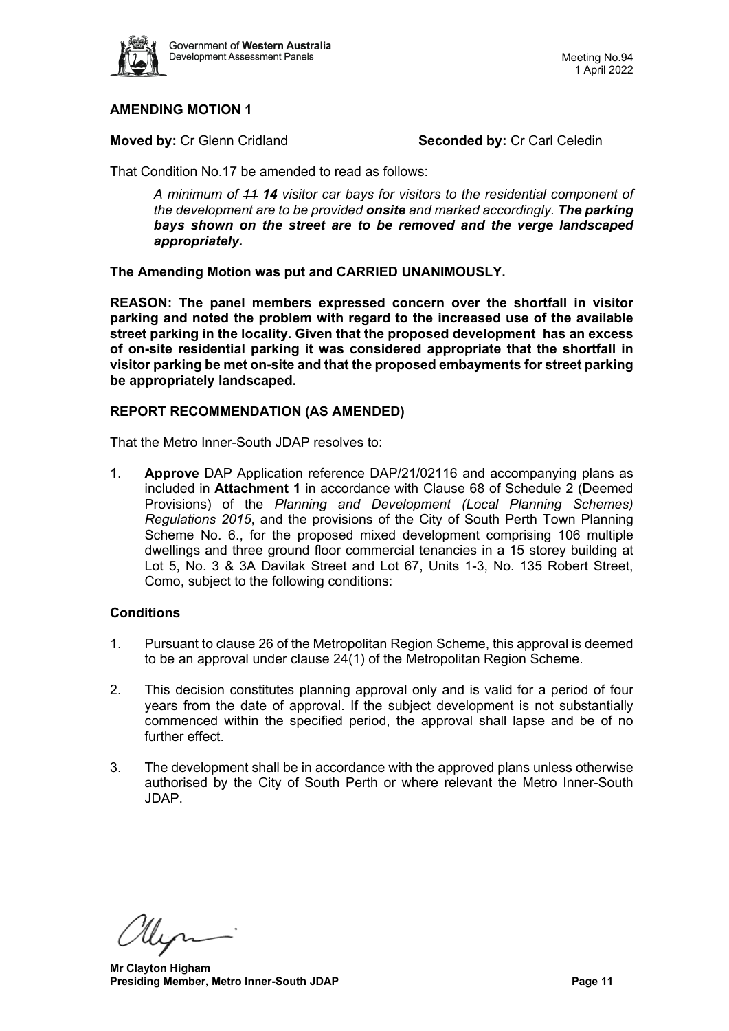**AMENDING MOTION 1**

**Moved by:** Cr Glenn Cridland **Seconded by:** Cr Carl Celedin

That Condition No.17 be amended to read as follows:

> *A minimum of ~~11~~ **14** visitor car bays for visitors to the residential component of the development are to be provided **onsite** and marked accordingly. **The parking bays shown on the street are to be removed and the verge landscaped appropriately.***

**The Amending Motion was put and CARRIED UNANIMOUSLY.**

**REASON: The panel members expressed concern over the shortfall in visitor parking and noted the problem with regard to the increased use of the available street parking in the locality. Given that the proposed development has an excess of on-site residential parking it was considered appropriate that the shortfall in visitor parking be met on-site and that the proposed embayments for street parking be appropriately landscaped.**

**REPORT RECOMMENDATION (AS AMENDED)**

That the Metro Inner-South JDAP resolves to:

1. **Approve** DAP Application reference DAP/21/02116 and accompanying plans as included in **Attachment 1** in accordance with Clause 68 of Schedule 2 (Deemed Provisions) of the *Planning and Development (Local Planning Schemes) Regulations 2015*, and the provisions of the City of South Perth Town Planning Scheme No. 6., for the proposed mixed development comprising 106 multiple dwellings and three ground floor commercial tenancies in a 15 storey building at Lot 5, No. 3 & 3A Davilak Street and Lot 67, Units 1-3, No. 135 Robert Street, Como, subject to the following conditions:

**Conditions**

1. Pursuant to clause 26 of the Metropolitan Region Scheme, this approval is deemed to be an approval under clause 24(1) of the Metropolitan Region Scheme.

2. This decision constitutes planning approval only and is valid for a period of four years from the date of approval. If the subject development is not substantially commenced within the specified period, the approval shall lapse and be of no further effect.

3. The development shall be in accordance with the approved plans unless otherwise authorised by the City of South Perth or where relevant the Metro Inner-South JDAP.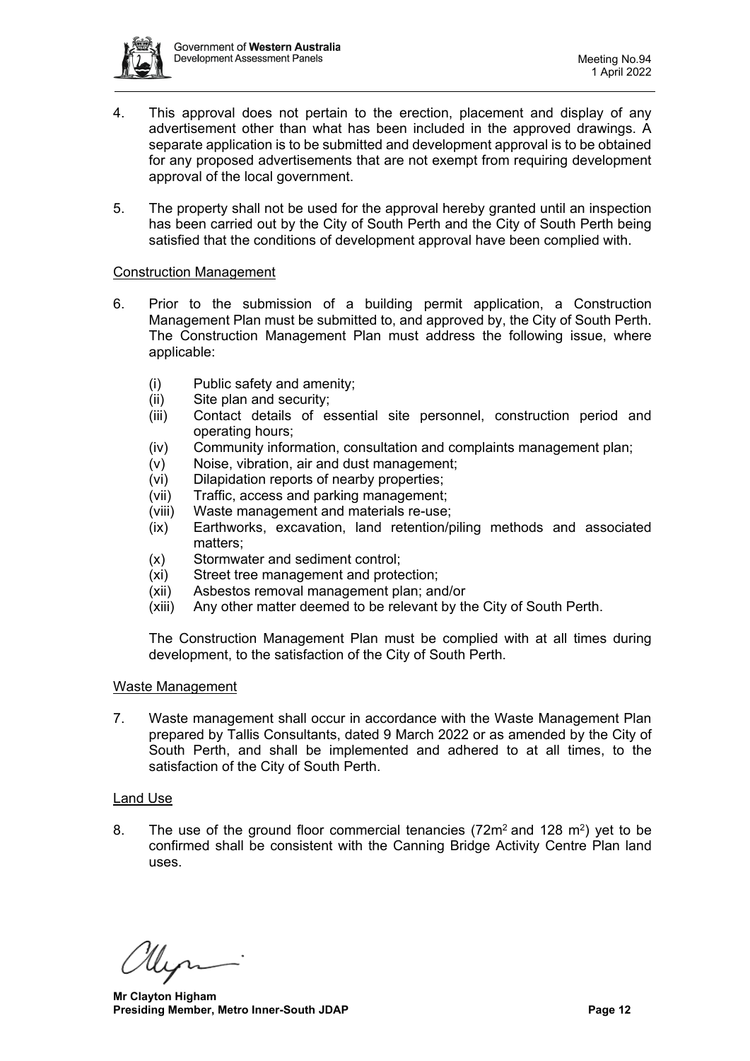4. This approval does not pertain to the erection, placement and display of any advertisement other than what has been included in the approved drawings. A separate application is to be submitted and development approval is to be obtained for any proposed advertisements that are not exempt from requiring development approval of the local government.

5. The property shall not be used for the approval hereby granted until an inspection has been carried out by the City of South Perth and the City of South Perth being satisfied that the conditions of development approval have been complied with.

<u>Construction Management</u>

6. Prior to the submission of a building permit application, a Construction Management Plan must be submitted to, and approved by, the City of South Perth. The Construction Management Plan must address the following issue, where applicable:

   (i) Public safety and amenity;
   (ii) Site plan and security;
   (iii) Contact details of essential site personnel, construction period and operating hours;
   (iv) Community information, consultation and complaints management plan;
   (v) Noise, vibration, air and dust management;
   (vi) Dilapidation reports of nearby properties;
   (vii) Traffic, access and parking management;
   (viii) Waste management and materials re-use;
   (ix) Earthworks, excavation, land retention/piling methods and associated matters;
   (x) Stormwater and sediment control;
   (xi) Street tree management and protection;
   (xii) Asbestos removal management plan; and/or
   (xiii) Any other matter deemed to be relevant by the City of South Perth.

   The Construction Management Plan must be complied with at all times during development, to the satisfaction of the City of South Perth.

<u>Waste Management</u>

7. Waste management shall occur in accordance with the Waste Management Plan prepared by Tallis Consultants, dated 9 March 2022 or as amended by the City of South Perth, and shall be implemented and adhered to at all times, to the satisfaction of the City of South Perth.

<u>Land Use</u>

8. The use of the ground floor commercial tenancies ($72m^2$ and $128\ m^2$) yet to be confirmed shall be consistent with the Canning Bridge Activity Centre Plan land uses.

**Mr Clayton Higham**
**Presiding Member, Metro Inner-South JDAP**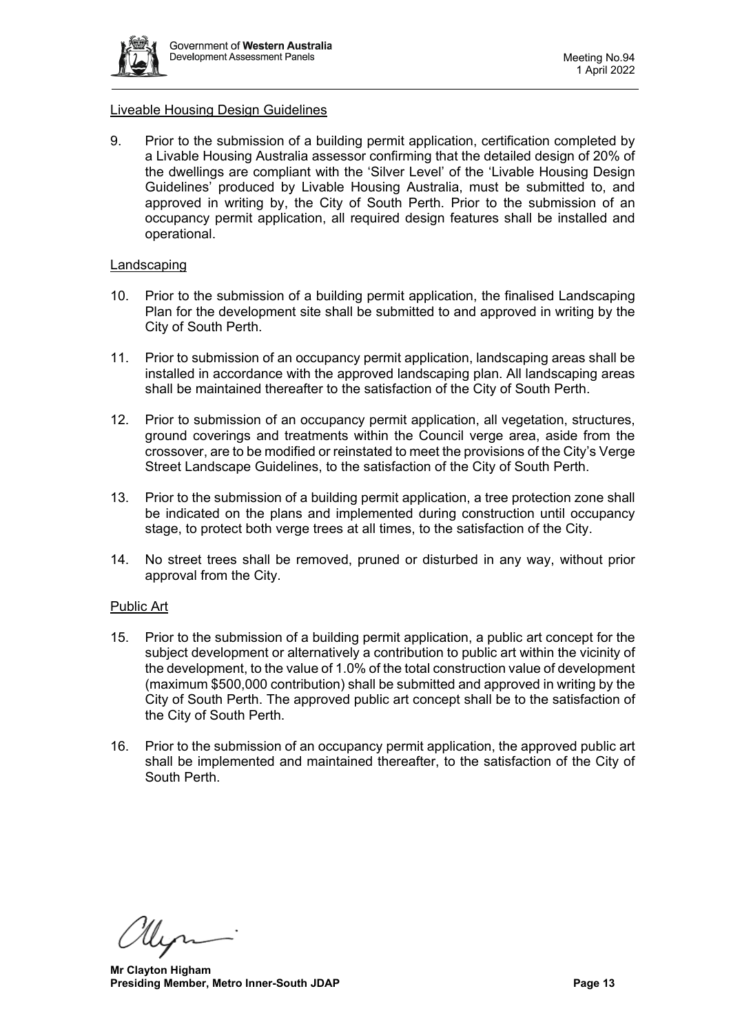Liveable Housing Design Guidelines

9. Prior to the submission of a building permit application, certification completed by a Livable Housing Australia assessor confirming that the detailed design of 20% of the dwellings are compliant with the 'Silver Level' of the 'Livable Housing Design Guidelines' produced by Livable Housing Australia, must be submitted to, and approved in writing by, the City of South Perth. Prior to the submission of an occupancy permit application, all required design features shall be installed and operational.

Landscaping

10. Prior to the submission of a building permit application, the finalised Landscaping Plan for the development site shall be submitted to and approved in writing by the City of South Perth.

11. Prior to submission of an occupancy permit application, landscaping areas shall be installed in accordance with the approved landscaping plan. All landscaping areas shall be maintained thereafter to the satisfaction of the City of South Perth.

12. Prior to submission of an occupancy permit application, all vegetation, structures, ground coverings and treatments within the Council verge area, aside from the crossover, are to be modified or reinstated to meet the provisions of the City's Verge Street Landscape Guidelines, to the satisfaction of the City of South Perth.

13. Prior to the submission of a building permit application, a tree protection zone shall be indicated on the plans and implemented during construction until occupancy stage, to protect both verge trees at all times, to the satisfaction of the City.

14. No street trees shall be removed, pruned or disturbed in any way, without prior approval from the City.

Public Art

15. Prior to the submission of a building permit application, a public art concept for the subject development or alternatively a contribution to public art within the vicinity of the development, to the value of 1.0% of the total construction value of development (maximum $500,000 contribution) shall be submitted and approved in writing by the City of South Perth. The approved public art concept shall be to the satisfaction of the City of South Perth.

16. Prior to the submission of an occupancy permit application, the approved public art shall be implemented and maintained thereafter, to the satisfaction of the City of South Perth.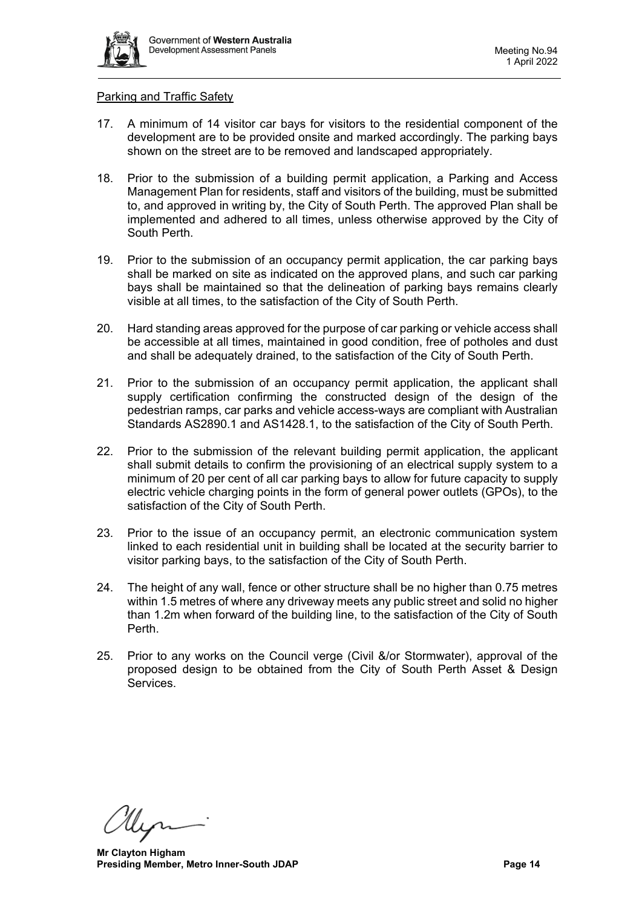Parking and Traffic Safety

17. A minimum of 14 visitor car bays for visitors to the residential component of the development are to be provided onsite and marked accordingly. The parking bays shown on the street are to be removed and landscaped appropriately.

18. Prior to the submission of a building permit application, a Parking and Access Management Plan for residents, staff and visitors of the building, must be submitted to, and approved in writing by, the City of South Perth. The approved Plan shall be implemented and adhered to all times, unless otherwise approved by the City of South Perth.

19. Prior to the submission of an occupancy permit application, the car parking bays shall be marked on site as indicated on the approved plans, and such car parking bays shall be maintained so that the delineation of parking bays remains clearly visible at all times, to the satisfaction of the City of South Perth.

20. Hard standing areas approved for the purpose of car parking or vehicle access shall be accessible at all times, maintained in good condition, free of potholes and dust and shall be adequately drained, to the satisfaction of the City of South Perth.

21. Prior to the submission of an occupancy permit application, the applicant shall supply certification confirming the constructed design of the design of the pedestrian ramps, car parks and vehicle access-ways are compliant with Australian Standards AS2890.1 and AS1428.1, to the satisfaction of the City of South Perth.

22. Prior to the submission of the relevant building permit application, the applicant shall submit details to confirm the provisioning of an electrical supply system to a minimum of 20 per cent of all car parking bays to allow for future capacity to supply electric vehicle charging points in the form of general power outlets (GPOs), to the satisfaction of the City of South Perth.

23. Prior to the issue of an occupancy permit, an electronic communication system linked to each residential unit in building shall be located at the security barrier to visitor parking bays, to the satisfaction of the City of South Perth.

24. The height of any wall, fence or other structure shall be no higher than 0.75 metres within 1.5 metres of where any driveway meets any public street and solid no higher than 1.2m when forward of the building line, to the satisfaction of the City of South Perth.

25. Prior to any works on the Council verge (Civil &/or Stormwater), approval of the proposed design to be obtained from the City of South Perth Asset & Design Services.

**Mr Clayton Higham**
**Presiding Member, Metro Inner-South JDAP**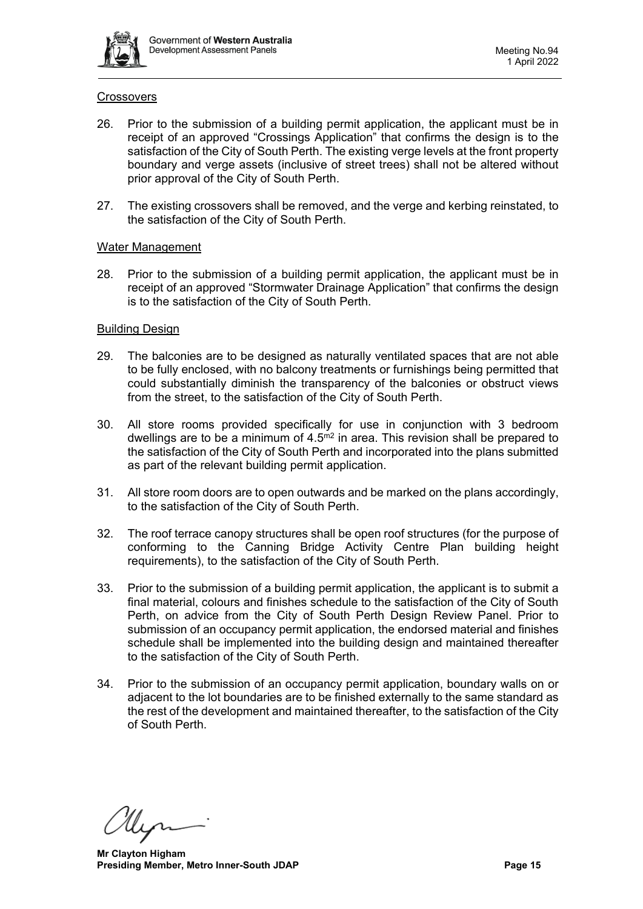Crossovers

26. Prior to the submission of a building permit application, the applicant must be in receipt of an approved "Crossings Application" that confirms the design is to the satisfaction of the City of South Perth. The existing verge levels at the front property boundary and verge assets (inclusive of street trees) shall not be altered without prior approval of the City of South Perth.

27. The existing crossovers shall be removed, and the verge and kerbing reinstated, to the satisfaction of the City of South Perth.

Water Management

28. Prior to the submission of a building permit application, the applicant must be in receipt of an approved "Stormwater Drainage Application" that confirms the design is to the satisfaction of the City of South Perth.

Building Design

29. The balconies are to be designed as naturally ventilated spaces that are not able to be fully enclosed, with no balcony treatments or furnishings being permitted that could substantially diminish the transparency of the balconies or obstruct views from the street, to the satisfaction of the City of South Perth.

30. All store rooms provided specifically for use in conjunction with 3 bedroom dwellings are to be a minimum of 4.5$m^2$ in area. This revision shall be prepared to the satisfaction of the City of South Perth and incorporated into the plans submitted as part of the relevant building permit application.

31. All store room doors are to open outwards and be marked on the plans accordingly, to the satisfaction of the City of South Perth.

32. The roof terrace canopy structures shall be open roof structures (for the purpose of conforming to the Canning Bridge Activity Centre Plan building height requirements), to the satisfaction of the City of South Perth.

33. Prior to the submission of a building permit application, the applicant is to submit a final material, colours and finishes schedule to the satisfaction of the City of South Perth, on advice from the City of South Perth Design Review Panel. Prior to submission of an occupancy permit application, the endorsed material and finishes schedule shall be implemented into the building design and maintained thereafter to the satisfaction of the City of South Perth.

34. Prior to the submission of an occupancy permit application, boundary walls on or adjacent to the lot boundaries are to be finished externally to the same standard as the rest of the development and maintained thereafter, to the satisfaction of the City of South Perth.

**Mr Clayton Higham**
**Presiding Member, Metro Inner-South JDAP**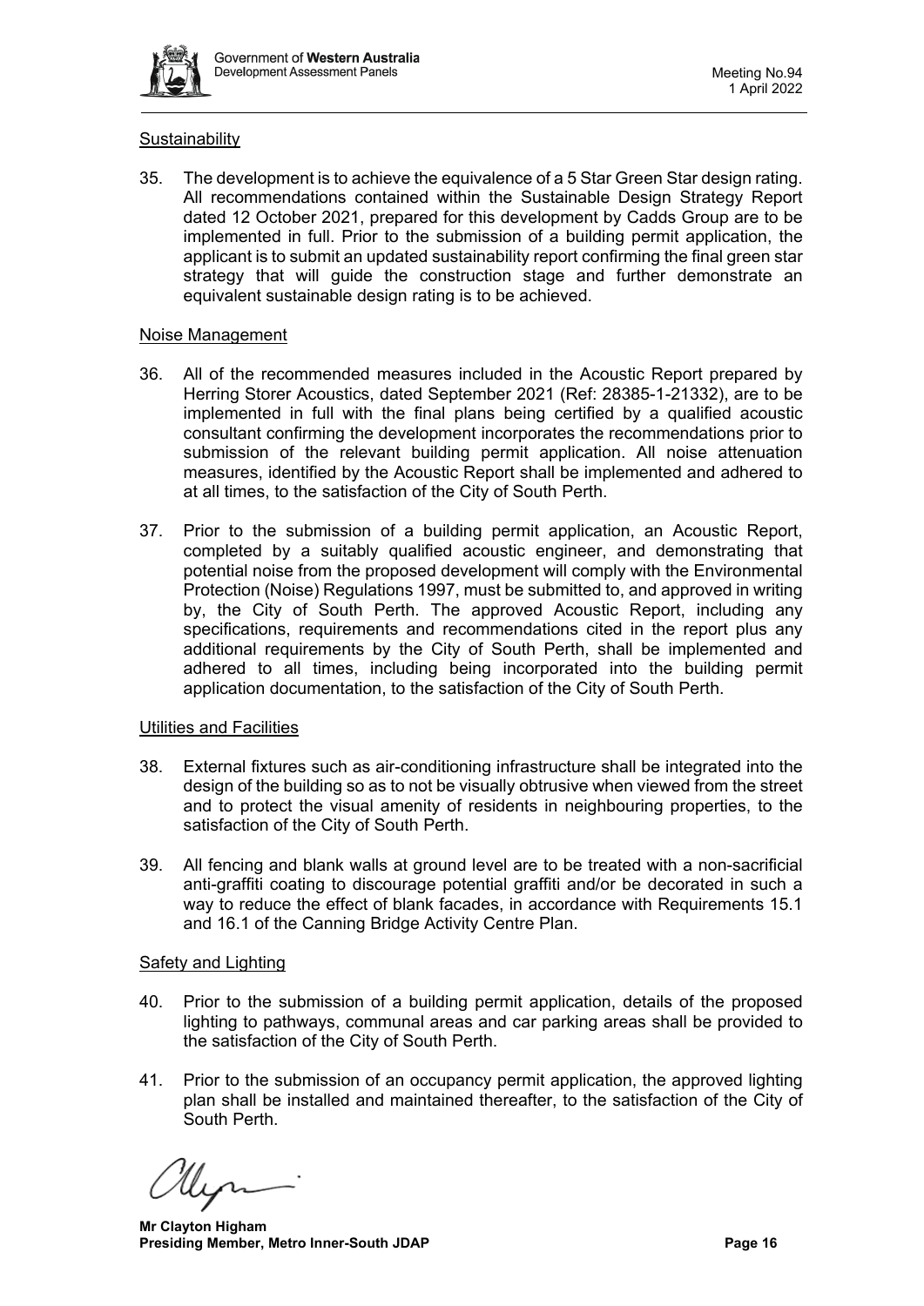Sustainability

35. The development is to achieve the equivalence of a 5 Star Green Star design rating. All recommendations contained within the Sustainable Design Strategy Report dated 12 October 2021, prepared for this development by Cadds Group are to be implemented in full. Prior to the submission of a building permit application, the applicant is to submit an updated sustainability report confirming the final green star strategy that will guide the construction stage and further demonstrate an equivalent sustainable design rating is to be achieved.

Noise Management

36. All of the recommended measures included in the Acoustic Report prepared by Herring Storer Acoustics, dated September 2021 (Ref: 28385-1-21332), are to be implemented in full with the final plans being certified by a qualified acoustic consultant confirming the development incorporates the recommendations prior to submission of the relevant building permit application. All noise attenuation measures, identified by the Acoustic Report shall be implemented and adhered to at all times, to the satisfaction of the City of South Perth.

37. Prior to the submission of a building permit application, an Acoustic Report, completed by a suitably qualified acoustic engineer, and demonstrating that potential noise from the proposed development will comply with the Environmental Protection (Noise) Regulations 1997, must be submitted to, and approved in writing by, the City of South Perth. The approved Acoustic Report, including any specifications, requirements and recommendations cited in the report plus any additional requirements by the City of South Perth, shall be implemented and adhered to all times, including being incorporated into the building permit application documentation, to the satisfaction of the City of South Perth.

Utilities and Facilities

38. External fixtures such as air-conditioning infrastructure shall be integrated into the design of the building so as to not be visually obtrusive when viewed from the street and to protect the visual amenity of residents in neighbouring properties, to the satisfaction of the City of South Perth.

39. All fencing and blank walls at ground level are to be treated with a non-sacrificial anti-graffiti coating to discourage potential graffiti and/or be decorated in such a way to reduce the effect of blank facades, in accordance with Requirements 15.1 and 16.1 of the Canning Bridge Activity Centre Plan.

Safety and Lighting

40. Prior to the submission of a building permit application, details of the proposed lighting to pathways, communal areas and car parking areas shall be provided to the satisfaction of the City of South Perth.

41. Prior to the submission of an occupancy permit application, the approved lighting plan shall be installed and maintained thereafter, to the satisfaction of the City of South Perth.

**Mr Clayton Higham**
**Presiding Member, Metro Inner-South JDAP**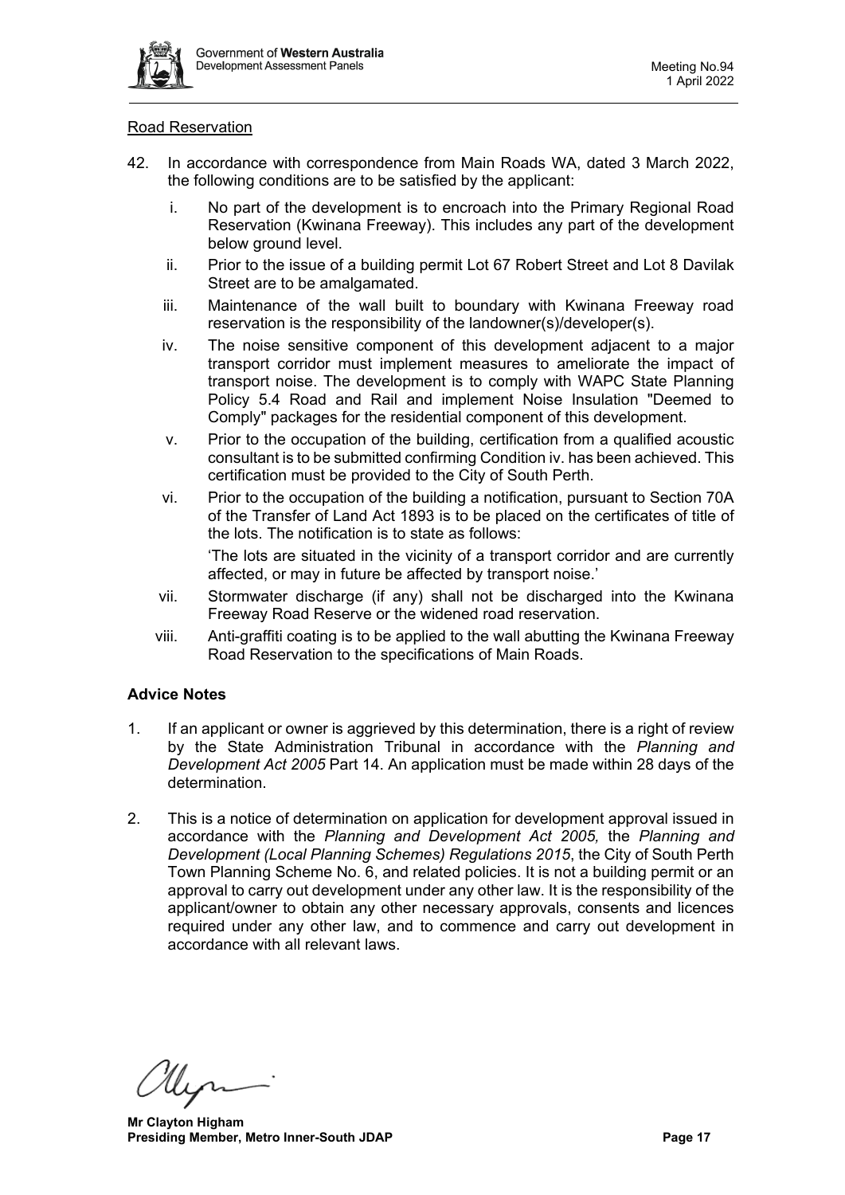Road Reservation

42. In accordance with correspondence from Main Roads WA, dated 3 March 2022, the following conditions are to be satisfied by the applicant:

    i. No part of the development is to encroach into the Primary Regional Road Reservation (Kwinana Freeway). This includes any part of the development below ground level.

    ii. Prior to the issue of a building permit Lot 67 Robert Street and Lot 8 Davilak Street are to be amalgamated.

    iii. Maintenance of the wall built to boundary with Kwinana Freeway road reservation is the responsibility of the landowner(s)/developer(s).

    iv. The noise sensitive component of this development adjacent to a major transport corridor must implement measures to ameliorate the impact of transport noise. The development is to comply with WAPC State Planning Policy 5.4 Road and Rail and implement Noise Insulation "Deemed to Comply" packages for the residential component of this development.

    v. Prior to the occupation of the building, certification from a qualified acoustic consultant is to be submitted confirming Condition iv. has been achieved. This certification must be provided to the City of South Perth.

    vi. Prior to the occupation of the building a notification, pursuant to Section 70A of the Transfer of Land Act 1893 is to be placed on the certificates of title of the lots. The notification is to state as follows:

        'The lots are situated in the vicinity of a transport corridor and are currently affected, or may in future be affected by transport noise.'

    vii. Stormwater discharge (if any) shall not be discharged into the Kwinana Freeway Road Reserve or the widened road reservation.

    viii. Anti-graffiti coating is to be applied to the wall abutting the Kwinana Freeway Road Reservation to the specifications of Main Roads.

**Advice Notes**

1. If an applicant or owner is aggrieved by this determination, there is a right of review by the State Administration Tribunal in accordance with the *Planning and Development Act 2005* Part 14. An application must be made within 28 days of the determination.

2. This is a notice of determination on application for development approval issued in accordance with the *Planning and Development Act 2005,* the *Planning and Development (Local Planning Schemes) Regulations 2015*, the City of South Perth Town Planning Scheme No. 6, and related policies. It is not a building permit or an approval to carry out development under any other law. It is the responsibility of the applicant/owner to obtain any other necessary approvals, consents and licences required under any other law, and to commence and carry out development in accordance with all relevant laws.

**Mr Clayton Higham**
**Presiding Member, Metro Inner-South JDAP**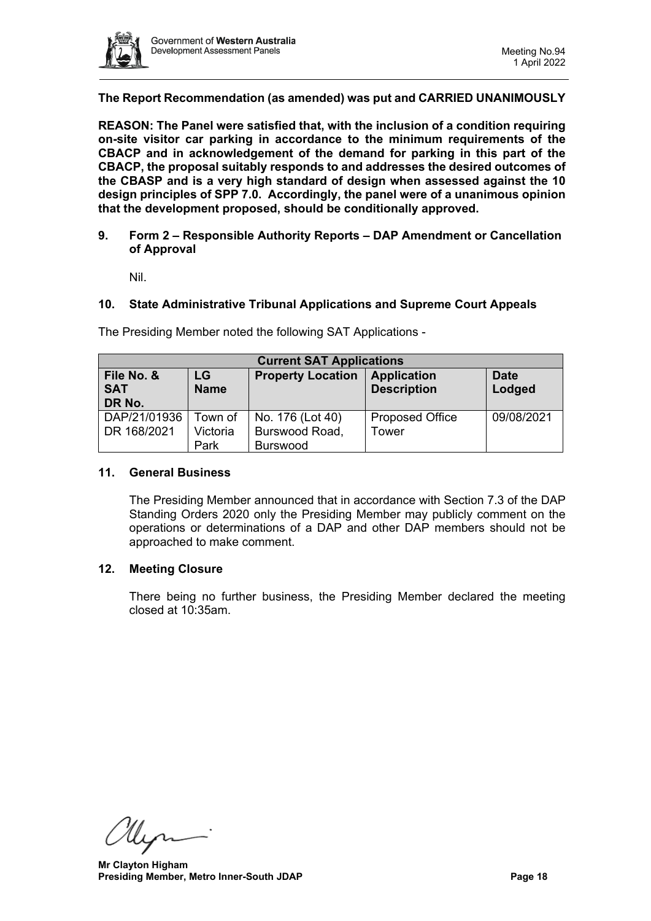**The Report Recommendation (as amended) was put and CARRIED UNANIMOUSLY**

**REASON: The Panel were satisfied that, with the inclusion of a condition requiring on-site visitor car parking in accordance to the minimum requirements of the CBACP and in acknowledgement of the demand for parking in this part of the CBACP, the proposal suitably responds to and addresses the desired outcomes of the CBASP and is a very high standard of design when assessed against the 10 design principles of SPP 7.0. Accordingly, the panel were of a unanimous opinion that the development proposed, should be conditionally approved.**

## 9. Form 2 – Responsible Authority Reports – DAP Amendment or Cancellation of Approval

Nil.

## 10. State Administrative Tribunal Applications and Supreme Court Appeals

The Presiding Member noted the following SAT Applications -

| Current SAT Applications | | | | |
|---|---|---|---|---|
| **File No. & SAT DR No.** | **LG Name** | **Property Location** | **Application Description** | **Date Lodged** |
| DAP/21/01936 DR 168/2021 | Town of Victoria Park | No. 176 (Lot 40) Burswood Road, Burswood | Proposed Office Tower | 09/08/2021 |

## 11. General Business

The Presiding Member announced that in accordance with Section 7.3 of the DAP Standing Orders 2020 only the Presiding Member may publicly comment on the operations or determinations of a DAP and other DAP members should not be approached to make comment.

## 12. Meeting Closure

There being no further business, the Presiding Member declared the meeting closed at 10:35am.

**Mr Clayton Higham**
**Presiding Member, Metro Inner-South JDAP**